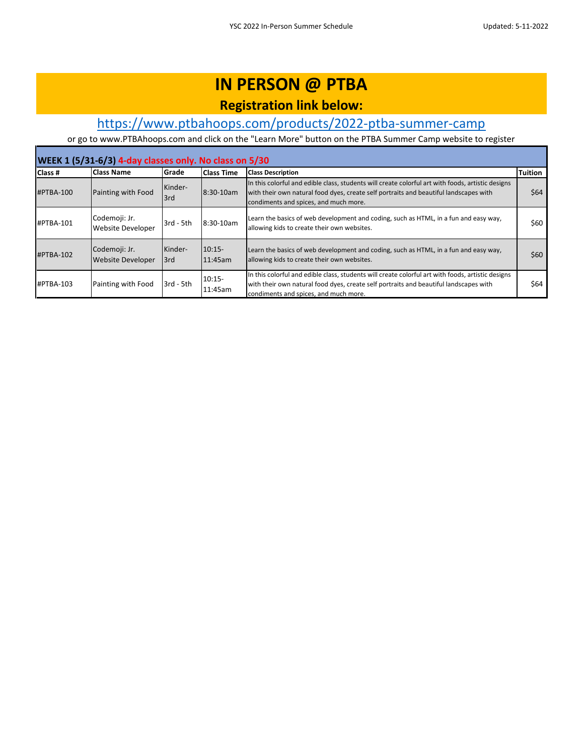# IN PERSON @ PTBA

## Registration link below:

https://www.ptbahoops.com/products/2022-ptba-summer-camp

or go to www.PTBAhoops.com and click on the "Learn More" button on the PTBA Summer Camp website to register

| WEEK 1 (5/31-6/3) 4-day classes only. No class on 5/30 | | | | | |
|---|---|---|---|---|---|
| **Class #** | **Class Name** | **Grade** | **Class Time** | **Class Description** | **Tuition** |
| #PTBA-100 | Painting with Food | Kinder-3rd | 8:30-10am | In this colorful and edible class, students will create colorful art with foods, artistic designs with their own natural food dyes, create self portraits and beautiful landscapes with condiments and spices, and much more. | $64 |
| #PTBA-101 | Codemoji: Jr. Website Developer | 3rd - 5th | 8:30-10am | Learn the basics of web development and coding, such as HTML, in a fun and easy way, allowing kids to create their own websites. | $60 |
| #PTBA-102 | Codemoji: Jr. Website Developer | Kinder-3rd | 10:15-11:45am | Learn the basics of web development and coding, such as HTML, in a fun and easy way, allowing kids to create their own websites. | $60 |
| #PTBA-103 | Painting with Food | 3rd - 5th | 10:15-11:45am | In this colorful and edible class, students will create colorful art with foods, artistic designs with their own natural food dyes, create self portraits and beautiful landscapes with condiments and spices, and much more. | $64 |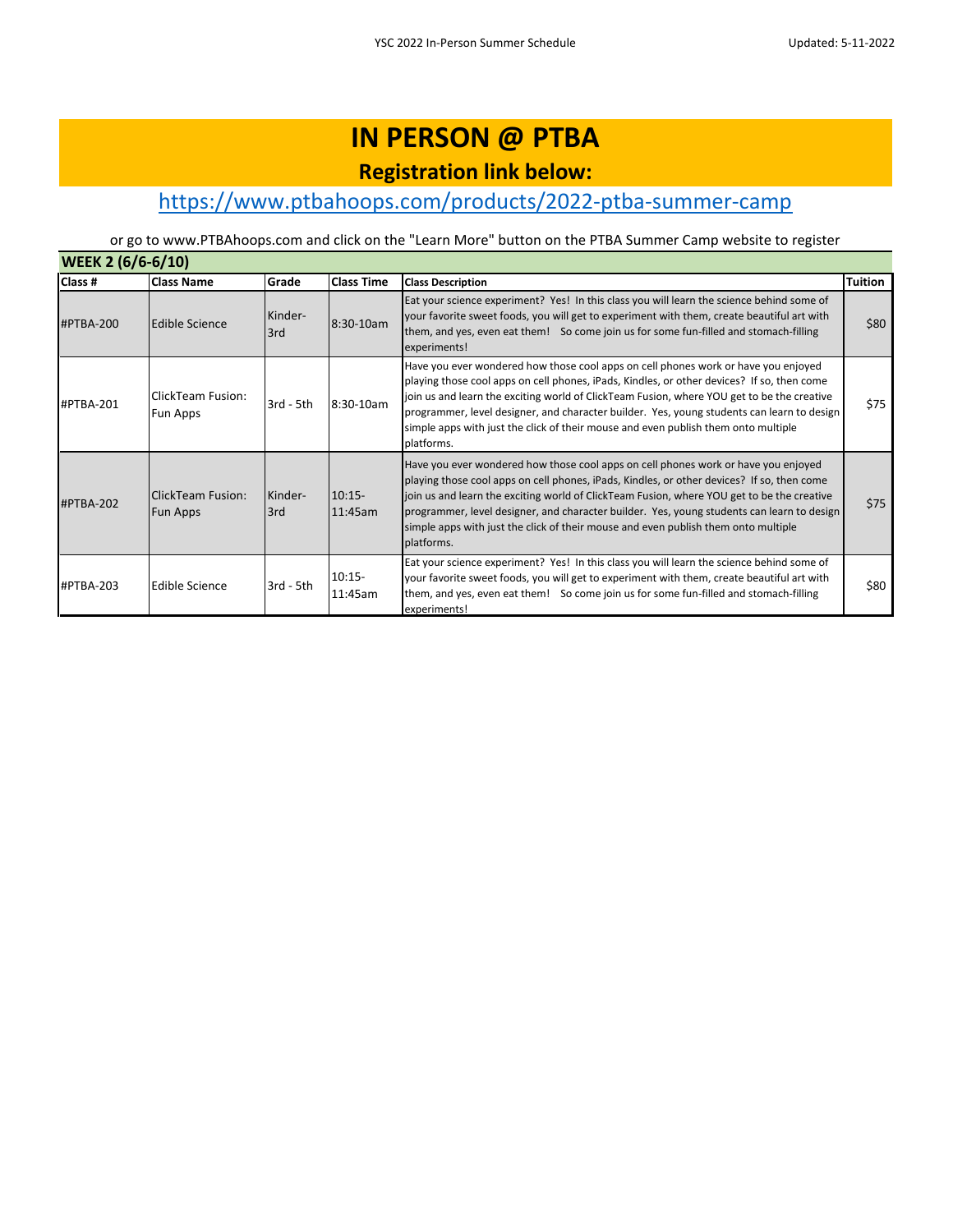# IN PERSON @ PTBA

## Registration link below:

https://www.ptbahoops.com/products/2022-ptba-summer-camp

or go to www.PTBAhoops.com and click on the "Learn More" button on the PTBA Summer Camp website to register

| WEEK 2 (6/6-6/10) | | | | | |
|---|---|---|---|---|---|
| **Class #** | **Class Name** | **Grade** | **Class Time** | **Class Description** | **Tuition** |
| #PTBA-200 | Edible Science | Kinder-3rd | 8:30-10am | Eat your science experiment? Yes! In this class you will learn the science behind some of your favorite sweet foods, you will get to experiment with them, create beautiful art with them, and yes, even eat them! So come join us for some fun-filled and stomach-filling experiments! | $80 |
| #PTBA-201 | ClickTeam Fusion: Fun Apps | 3rd - 5th | 8:30-10am | Have you ever wondered how those cool apps on cell phones work or have you enjoyed playing those cool apps on cell phones, iPads, Kindles, or other devices? If so, then come join us and learn the exciting world of ClickTeam Fusion, where YOU get to be the creative programmer, level designer, and character builder. Yes, young students can learn to design simple apps with just the click of their mouse and even publish them onto multiple platforms. | $75 |
| #PTBA-202 | ClickTeam Fusion: Fun Apps | Kinder-3rd | 10:15-11:45am | Have you ever wondered how those cool apps on cell phones work or have you enjoyed playing those cool apps on cell phones, iPads, Kindles, or other devices? If so, then come join us and learn the exciting world of ClickTeam Fusion, where YOU get to be the creative programmer, level designer, and character builder. Yes, young students can learn to design simple apps with just the click of their mouse and even publish them onto multiple platforms. | $75 |
| #PTBA-203 | Edible Science | 3rd - 5th | 10:15-11:45am | Eat your science experiment? Yes! In this class you will learn the science behind some of your favorite sweet foods, you will get to experiment with them, create beautiful art with them, and yes, even eat them! So come join us for some fun-filled and stomach-filling experiments! | $80 |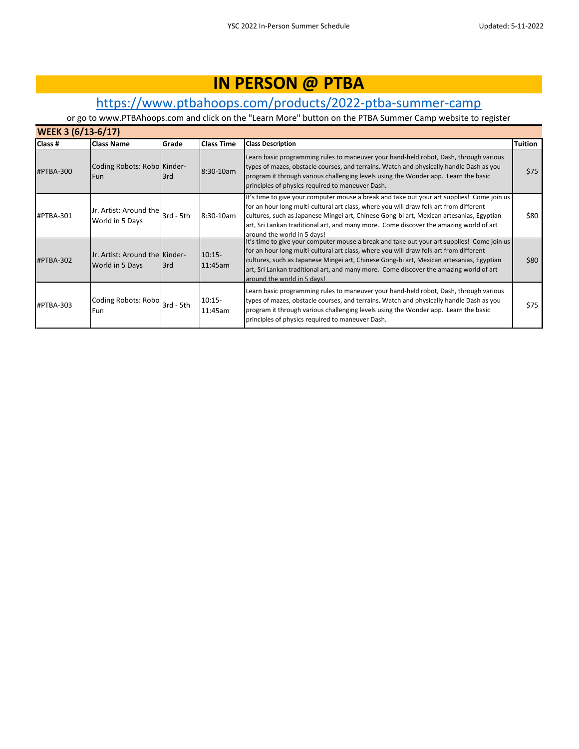# IN PERSON @ PTBA

## https://www.ptbahoops.com/products/2022-ptba-summer-camp

or go to www.PTBAhoops.com and click on the "Learn More" button on the PTBA Summer Camp website to register

### WEEK 3 (6/13-6/17)

| Class # | Class Name | Grade | Class Time | Class Description | Tuition |
|---|---|---|---|---|---|
| #PTBA-300 | Coding Robots: Robo Fun | Kinder-3rd | 8:30-10am | Learn basic programming rules to maneuver your hand-held robot, Dash, through various types of mazes, obstacle courses, and terrains. Watch and physically handle Dash as you program it through various challenging levels using the Wonder app. Learn the basic principles of physics required to maneuver Dash. | $75 |
| #PTBA-301 | Jr. Artist: Around the World in 5 Days | 3rd - 5th | 8:30-10am | It's time to give your computer mouse a break and take out your art supplies! Come join us for an hour long multi-cultural art class, where you will draw folk art from different cultures, such as Japanese Mingei art, Chinese Gong-bi art, Mexican artesanias, Egyptian art, Sri Lankan traditional art, and many more. Come discover the amazing world of art around the world in 5 days! | $80 |
| #PTBA-302 | Jr. Artist: Around the World in 5 Days | Kinder-3rd | 10:15-11:45am | It's time to give your computer mouse a break and take out your art supplies! Come join us for an hour long multi-cultural art class, where you will draw folk art from different cultures, such as Japanese Mingei art, Chinese Gong-bi art, Mexican artesanias, Egyptian art, Sri Lankan traditional art, and many more. Come discover the amazing world of art around the world in 5 days! | $80 |
| #PTBA-303 | Coding Robots: Robo Fun | 3rd - 5th | 10:15-11:45am | Learn basic programming rules to maneuver your hand-held robot, Dash, through various types of mazes, obstacle courses, and terrains. Watch and physically handle Dash as you program it through various challenging levels using the Wonder app. Learn the basic principles of physics required to maneuver Dash. | $75 |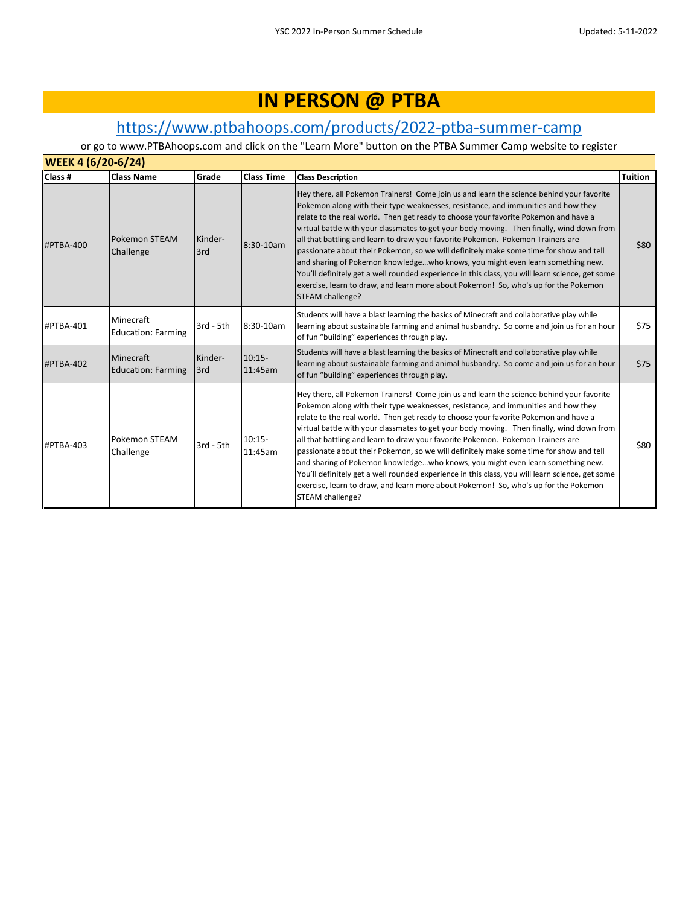# IN PERSON @ PTBA

## [https://www.ptbahoops.com/products/2022-ptba-summer-camp](https://www.ptbahoops.com/products/2022-ptba-summer-camp)

or go to www.PTBAhoops.com and click on the "Learn More" button on the PTBA Summer Camp website to register

**WEEK 4 (6/20-6/24)**

| Class # | Class Name | Grade | Class Time | Class Description | Tuition |
|---|---|---|---|---|---|
| #PTBA-400 | Pokemon STEAM Challenge | Kinder-3rd | 8:30-10am | Hey there, all Pokemon Trainers! Come join us and learn the science behind your favorite Pokemon along with their type weaknesses, resistance, and immunities and how they relate to the real world. Then get ready to choose your favorite Pokemon and have a virtual battle with your classmates to get your body moving. Then finally, wind down from all that battling and learn to draw your favorite Pokemon. Pokemon Trainers are passionate about their Pokemon, so we will definitely make some time for show and tell and sharing of Pokemon knowledge…who knows, you might even learn something new. You'll definitely get a well rounded experience in this class, you will learn science, get some exercise, learn to draw, and learn more about Pokemon! So, who's up for the Pokemon STEAM challenge? | $80 |
| #PTBA-401 | Minecraft Education: Farming | 3rd - 5th | 8:30-10am | Students will have a blast learning the basics of Minecraft and collaborative play while learning about sustainable farming and animal husbandry. So come and join us for an hour of fun "building" experiences through play. | $75 |
| #PTBA-402 | Minecraft Education: Farming | Kinder-3rd | 10:15-11:45am | Students will have a blast learning the basics of Minecraft and collaborative play while learning about sustainable farming and animal husbandry. So come and join us for an hour of fun "building" experiences through play. | $75 |
| #PTBA-403 | Pokemon STEAM Challenge | 3rd - 5th | 10:15-11:45am | Hey there, all Pokemon Trainers! Come join us and learn the science behind your favorite Pokemon along with their type weaknesses, resistance, and immunities and how they relate to the real world. Then get ready to choose your favorite Pokemon and have a virtual battle with your classmates to get your body moving. Then finally, wind down from all that battling and learn to draw your favorite Pokemon. Pokemon Trainers are passionate about their Pokemon, so we will definitely make some time for show and tell and sharing of Pokemon knowledge…who knows, you might even learn something new. You'll definitely get a well rounded experience in this class, you will learn science, get some exercise, learn to draw, and learn more about Pokemon! So, who's up for the Pokemon STEAM challenge? | $80 |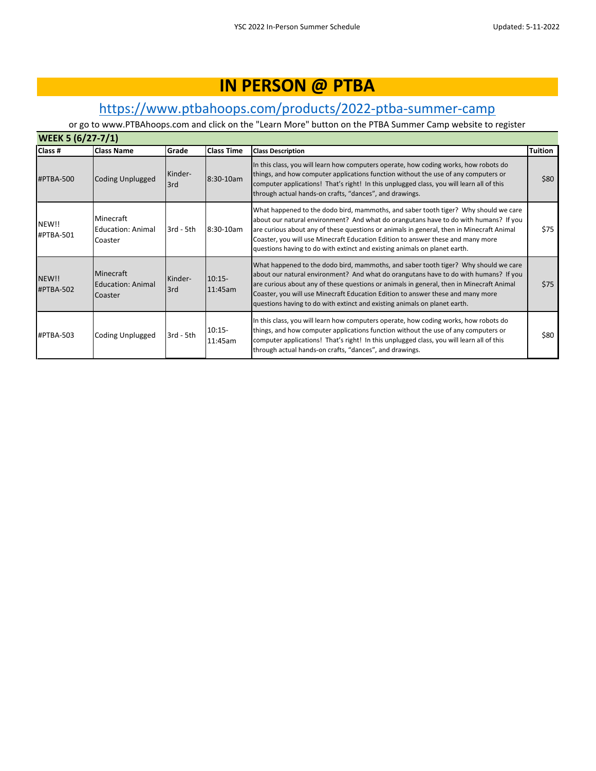# IN PERSON @ PTBA

## https://www.ptbahoops.com/products/2022-ptba-summer-camp

or go to www.PTBAhoops.com and click on the "Learn More" button on the PTBA Summer Camp website to register

**WEEK 5 (6/27-7/1)**

| Class # | Class Name | Grade | Class Time | Class Description | Tuition |
|---|---|---|---|---|---|
| #PTBA-500 | Coding Unplugged | Kinder-3rd | 8:30-10am | In this class, you will learn how computers operate, how coding works, how robots do things, and how computer applications function without the use of any computers or computer applications! That's right! In this unplugged class, you will learn all of this through actual hands-on crafts, "dances", and drawings. | $80 |
| NEW!! #PTBA-501 | Minecraft Education: Animal Coaster | 3rd - 5th | 8:30-10am | What happened to the dodo bird, mammoths, and saber tooth tiger? Why should we care about our natural environment? And what do orangutans have to do with humans? If you are curious about any of these questions or animals in general, then in Minecraft Animal Coaster, you will use Minecraft Education Edition to answer these and many more questions having to do with extinct and existing animals on planet earth. | $75 |
| NEW!! #PTBA-502 | Minecraft Education: Animal Coaster | Kinder-3rd | 10:15-11:45am | What happened to the dodo bird, mammoths, and saber tooth tiger? Why should we care about our natural environment? And what do orangutans have to do with humans? If you are curious about any of these questions or animals in general, then in Minecraft Animal Coaster, you will use Minecraft Education Edition to answer these and many more questions having to do with extinct and existing animals on planet earth. | $75 |
| #PTBA-503 | Coding Unplugged | 3rd - 5th | 10:15-11:45am | In this class, you will learn how computers operate, how coding works, how robots do things, and how computer applications function without the use of any computers or computer applications! That's right! In this unplugged class, you will learn all of this through actual hands-on crafts, "dances", and drawings. | $80 |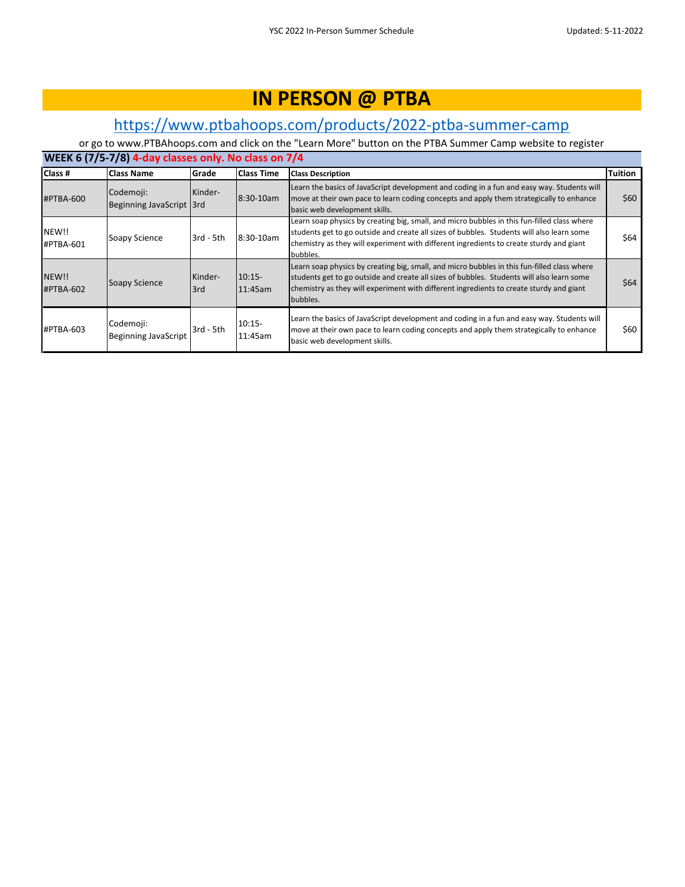# IN PERSON @ PTBA

## https://www.ptbahoops.com/products/2022-ptba-summer-camp

or go to www.PTBAhoops.com and click on the "Learn More" button on the PTBA Summer Camp website to register

**WEEK 6 (7/5-7/8) 4-day classes only. No class on 7/4**

| Class # | Class Name | Grade | Class Time | Class Description | Tuition |
|---|---|---|---|---|---|
| #PTBA-600 | Codemoji: Beginning JavaScript | Kinder-3rd | 8:30-10am | Learn the basics of JavaScript development and coding in a fun and easy way. Students will move at their own pace to learn coding concepts and apply them strategically to enhance basic web development skills. | $60 |
| NEW!! #PTBA-601 | Soapy Science | 3rd - 5th | 8:30-10am | Learn soap physics by creating big, small, and micro bubbles in this fun-filled class where students get to go outside and create all sizes of bubbles. Students will also learn some chemistry as they will experiment with different ingredients to create sturdy and giant bubbles. | $64 |
| NEW!! #PTBA-602 | Soapy Science | Kinder-3rd | 10:15-11:45am | Learn soap physics by creating big, small, and micro bubbles in this fun-filled class where students get to go outside and create all sizes of bubbles. Students will also learn some chemistry as they will experiment with different ingredients to create sturdy and giant bubbles. | $64 |
| #PTBA-603 | Codemoji: Beginning JavaScript | 3rd - 5th | 10:15-11:45am | Learn the basics of JavaScript development and coding in a fun and easy way. Students will move at their own pace to learn coding concepts and apply them strategically to enhance basic web development skills. | $60 |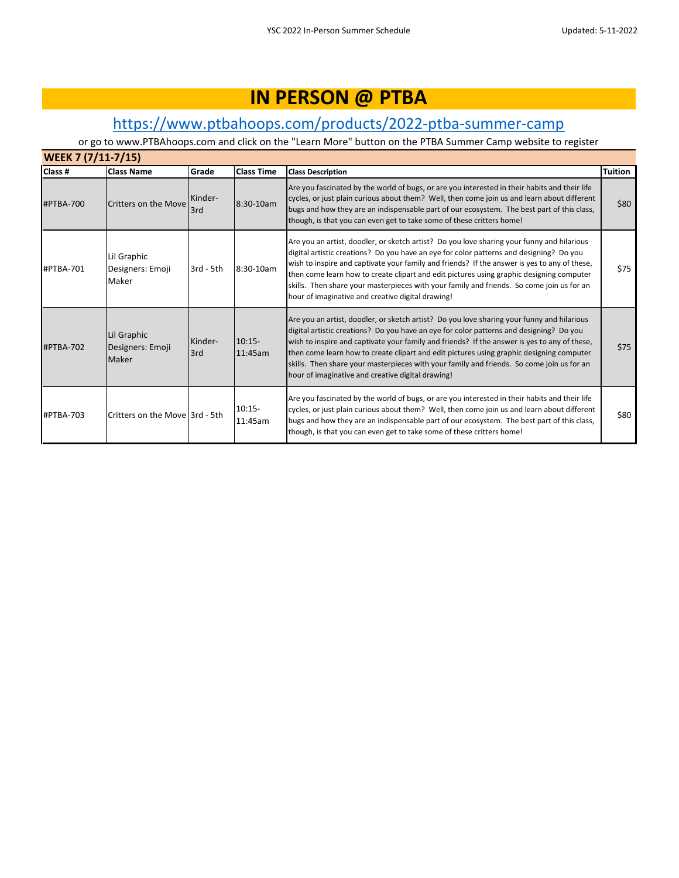# IN PERSON @ PTBA

## https://www.ptbahoops.com/products/2022-ptba-summer-camp

or go to www.PTBAhoops.com and click on the "Learn More" button on the PTBA Summer Camp website to register

**WEEK 7 (7/11-7/15)**

| Class # | Class Name | Grade | Class Time | Class Description | Tuition |
|---|---|---|---|---|---|
| #PTBA-700 | Critters on the Move | Kinder-3rd | 8:30-10am | Are you fascinated by the world of bugs, or are you interested in their habits and their life cycles, or just plain curious about them? Well, then come join us and learn about different bugs and how they are an indispensable part of our ecosystem. The best part of this class, though, is that you can even get to take some of these critters home! | $80 |
| #PTBA-701 | Lil Graphic Designers: Emoji Maker | 3rd - 5th | 8:30-10am | Are you an artist, doodler, or sketch artist? Do you love sharing your funny and hilarious digital artistic creations? Do you have an eye for color patterns and designing? Do you wish to inspire and captivate your family and friends? If the answer is yes to any of these, then come learn how to create clipart and edit pictures using graphic designing computer skills. Then share your masterpieces with your family and friends. So come join us for an hour of imaginative and creative digital drawing! | $75 |
| #PTBA-702 | Lil Graphic Designers: Emoji Maker | Kinder-3rd | 10:15-11:45am | Are you an artist, doodler, or sketch artist? Do you love sharing your funny and hilarious digital artistic creations? Do you have an eye for color patterns and designing? Do you wish to inspire and captivate your family and friends? If the answer is yes to any of these, then come learn how to create clipart and edit pictures using graphic designing computer skills. Then share your masterpieces with your family and friends. So come join us for an hour of imaginative and creative digital drawing! | $75 |
| #PTBA-703 | Critters on the Move | 3rd - 5th | 10:15-11:45am | Are you fascinated by the world of bugs, or are you interested in their habits and their life cycles, or just plain curious about them? Well, then come join us and learn about different bugs and how they are an indispensable part of our ecosystem. The best part of this class, though, is that you can even get to take some of these critters home! | $80 |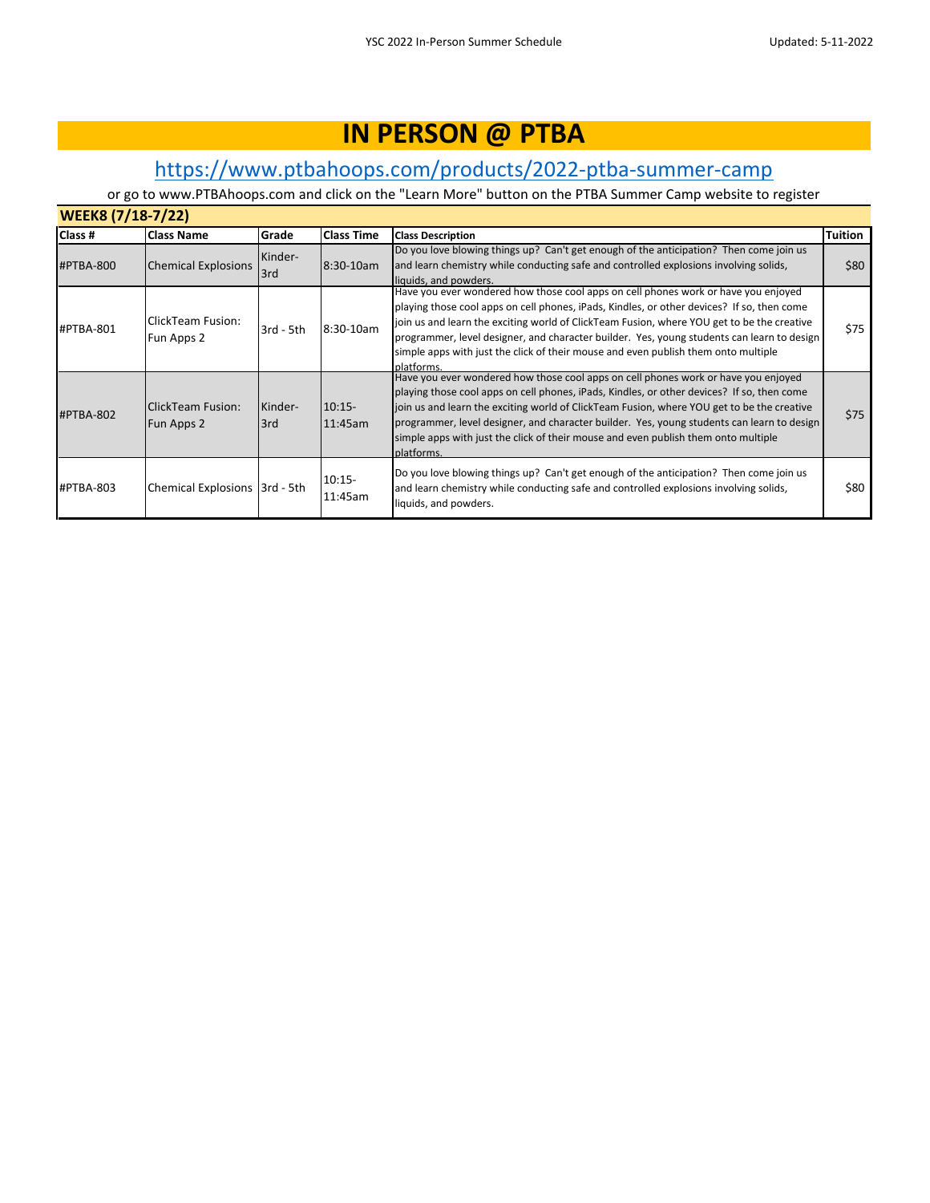# IN PERSON @ PTBA

## https://www.ptbahoops.com/products/2022-ptba-summer-camp

or go to www.PTBAhoops.com and click on the "Learn More" button on the PTBA Summer Camp website to register

### WEEK8 (7/18-7/22)

| Class # | Class Name | Grade | Class Time | Class Description | Tuition |
|---|---|---|---|---|---|
| #PTBA-800 | Chemical Explosions | Kinder-3rd | 8:30-10am | Do you love blowing things up? Can't get enough of the anticipation? Then come join us and learn chemistry while conducting safe and controlled explosions involving solids, liquids, and powders. | $80 |
| #PTBA-801 | ClickTeam Fusion: Fun Apps 2 | 3rd - 5th | 8:30-10am | Have you ever wondered how those cool apps on cell phones work or have you enjoyed playing those cool apps on cell phones, iPads, Kindles, or other devices? If so, then come join us and learn the exciting world of ClickTeam Fusion, where YOU get to be the creative programmer, level designer, and character builder. Yes, young students can learn to design simple apps with just the click of their mouse and even publish them onto multiple platforms. | $75 |
| #PTBA-802 | ClickTeam Fusion: Fun Apps 2 | Kinder-3rd | 10:15-11:45am | Have you ever wondered how those cool apps on cell phones work or have you enjoyed playing those cool apps on cell phones, iPads, Kindles, or other devices? If so, then come join us and learn the exciting world of ClickTeam Fusion, where YOU get to be the creative programmer, level designer, and character builder. Yes, young students can learn to design simple apps with just the click of their mouse and even publish them onto multiple platforms. | $75 |
| #PTBA-803 | Chemical Explosions | 3rd - 5th | 10:15-11:45am | Do you love blowing things up? Can't get enough of the anticipation? Then come join us and learn chemistry while conducting safe and controlled explosions involving solids, liquids, and powders. | $80 |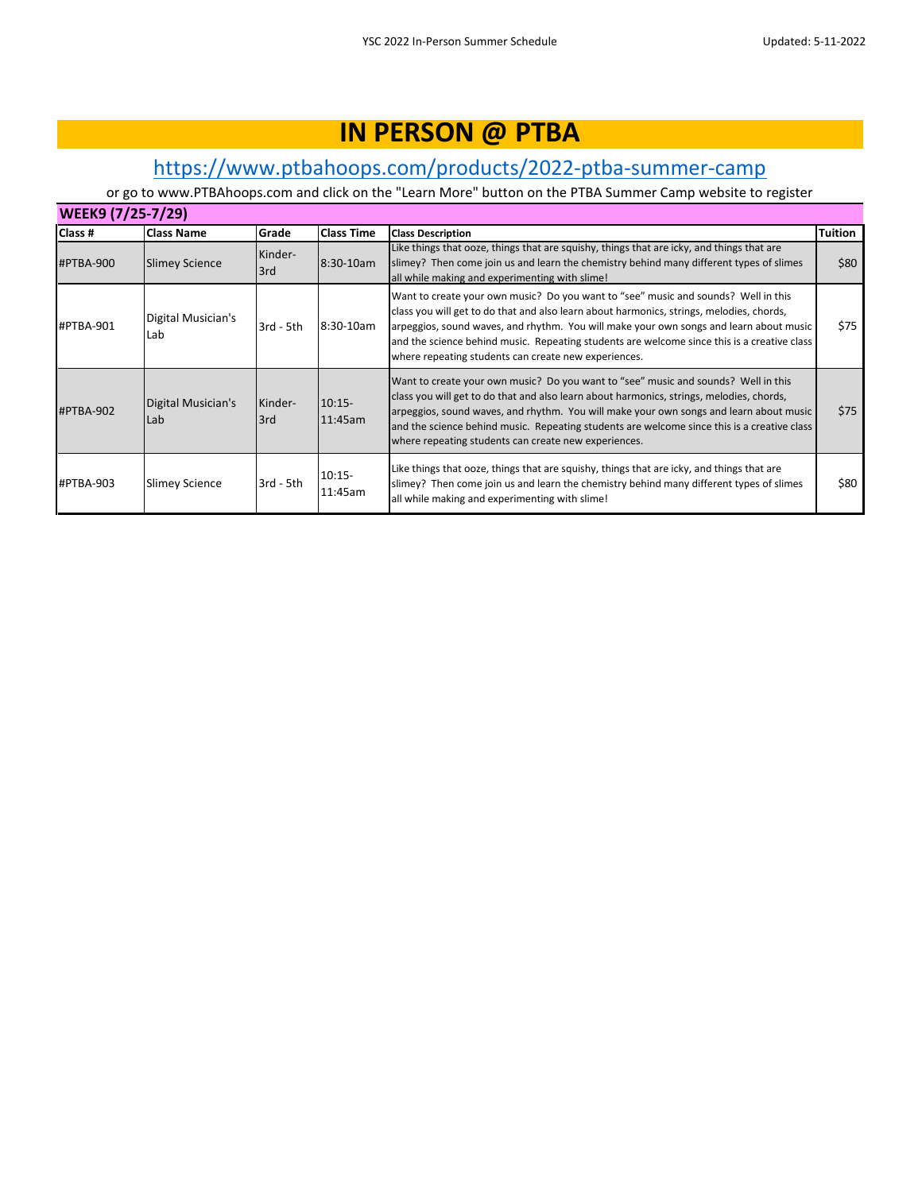# IN PERSON @ PTBA

## https://www.ptbahoops.com/products/2022-ptba-summer-camp

or go to www.PTBAhoops.com and click on the "Learn More" button on the PTBA Summer Camp website to register

**WEEK9 (7/25-7/29)**

| Class # | Class Name | Grade | Class Time | Class Description | Tuition |
|---|---|---|---|---|---|
| #PTBA-900 | Slimey Science | Kinder-3rd | 8:30-10am | Like things that ooze, things that are squishy, things that are icky, and things that are slimey? Then come join us and learn the chemistry behind many different types of slimes all while making and experimenting with slime! | $80 |
| #PTBA-901 | Digital Musician's Lab | 3rd - 5th | 8:30-10am | Want to create your own music? Do you want to "see" music and sounds? Well in this class you will get to do that and also learn about harmonics, strings, melodies, chords, arpeggios, sound waves, and rhythm. You will make your own songs and learn about music and the science behind music. Repeating students are welcome since this is a creative class where repeating students can create new experiences. | $75 |
| #PTBA-902 | Digital Musician's Lab | Kinder-3rd | 10:15-11:45am | Want to create your own music? Do you want to "see" music and sounds? Well in this class you will get to do that and also learn about harmonics, strings, melodies, chords, arpeggios, sound waves, and rhythm. You will make your own songs and learn about music and the science behind music. Repeating students are welcome since this is a creative class where repeating students can create new experiences. | $75 |
| #PTBA-903 | Slimey Science | 3rd - 5th | 10:15-11:45am | Like things that ooze, things that are squishy, things that are icky, and things that are slimey? Then come join us and learn the chemistry behind many different types of slimes all while making and experimenting with slime! | $80 |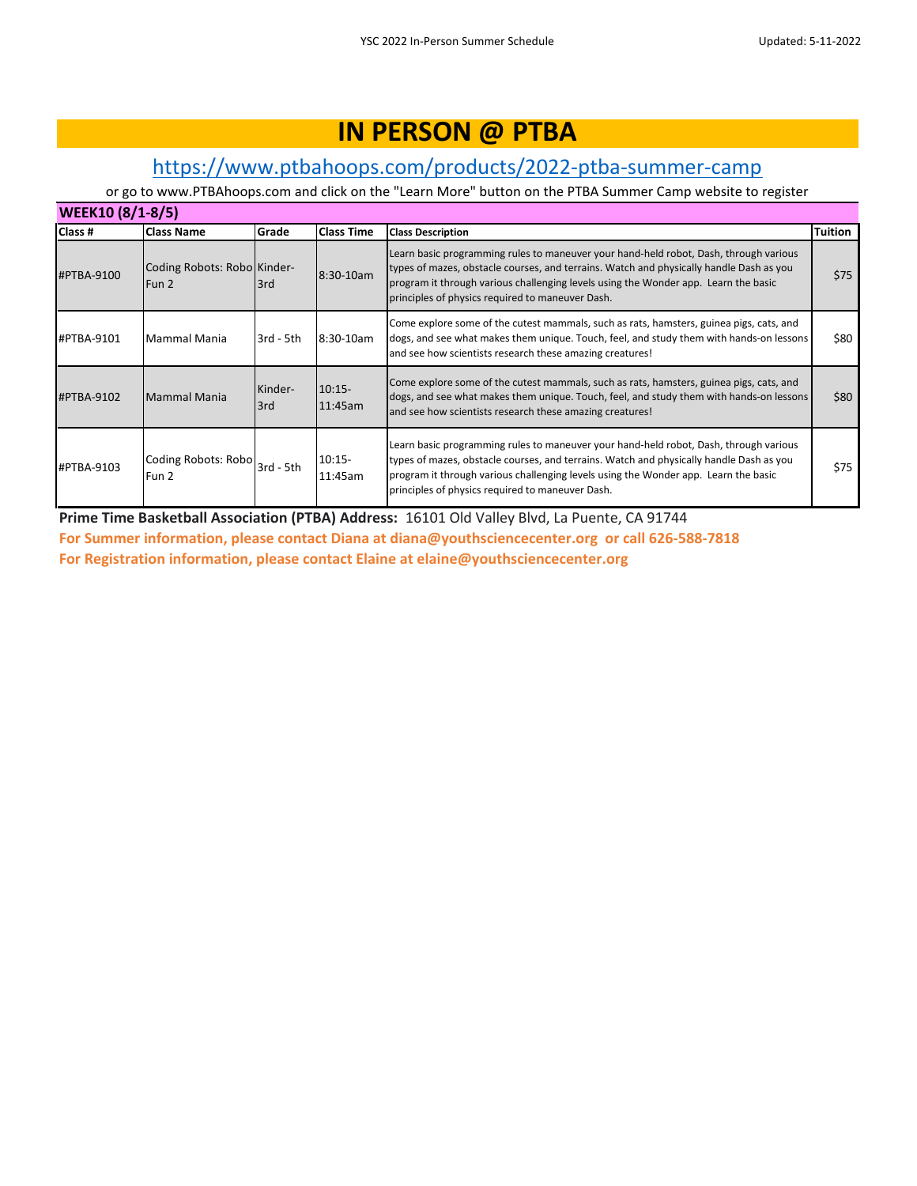# IN PERSON @ PTBA

https://www.ptbahoops.com/products/2022-ptba-summer-camp

or go to www.PTBAhoops.com and click on the "Learn More" button on the PTBA Summer Camp website to register

**WEEK10 (8/1-8/5)**

| Class # | Class Name | Grade | Class Time | Class Description | Tuition |
|---|---|---|---|---|---|
| #PTBA-9100 | Coding Robots: Robo Fun 2 | Kinder-3rd | 8:30-10am | Learn basic programming rules to maneuver your hand-held robot, Dash, through various types of mazes, obstacle courses, and terrains. Watch and physically handle Dash as you program it through various challenging levels using the Wonder app. Learn the basic principles of physics required to maneuver Dash. | $75 |
| #PTBA-9101 | Mammal Mania | 3rd - 5th | 8:30-10am | Come explore some of the cutest mammals, such as rats, hamsters, guinea pigs, cats, and dogs, and see what makes them unique. Touch, feel, and study them with hands-on lessons and see how scientists research these amazing creatures! | $80 |
| #PTBA-9102 | Mammal Mania | Kinder-3rd | 10:15-11:45am | Come explore some of the cutest mammals, such as rats, hamsters, guinea pigs, cats, and dogs, and see what makes them unique. Touch, feel, and study them with hands-on lessons and see how scientists research these amazing creatures! | $80 |
| #PTBA-9103 | Coding Robots: Robo Fun 2 | 3rd - 5th | 10:15-11:45am | Learn basic programming rules to maneuver your hand-held robot, Dash, through various types of mazes, obstacle courses, and terrains. Watch and physically handle Dash as you program it through various challenging levels using the Wonder app. Learn the basic principles of physics required to maneuver Dash. | $75 |

**Prime Time Basketball Association (PTBA) Address:** 16101 Old Valley Blvd, La Puente, CA 91744

**For Summer information, please contact Diana at diana@youthsciencecenter.org or call 626-588-7818**

**For Registration information, please contact Elaine at elaine@youthsciencecenter.org**